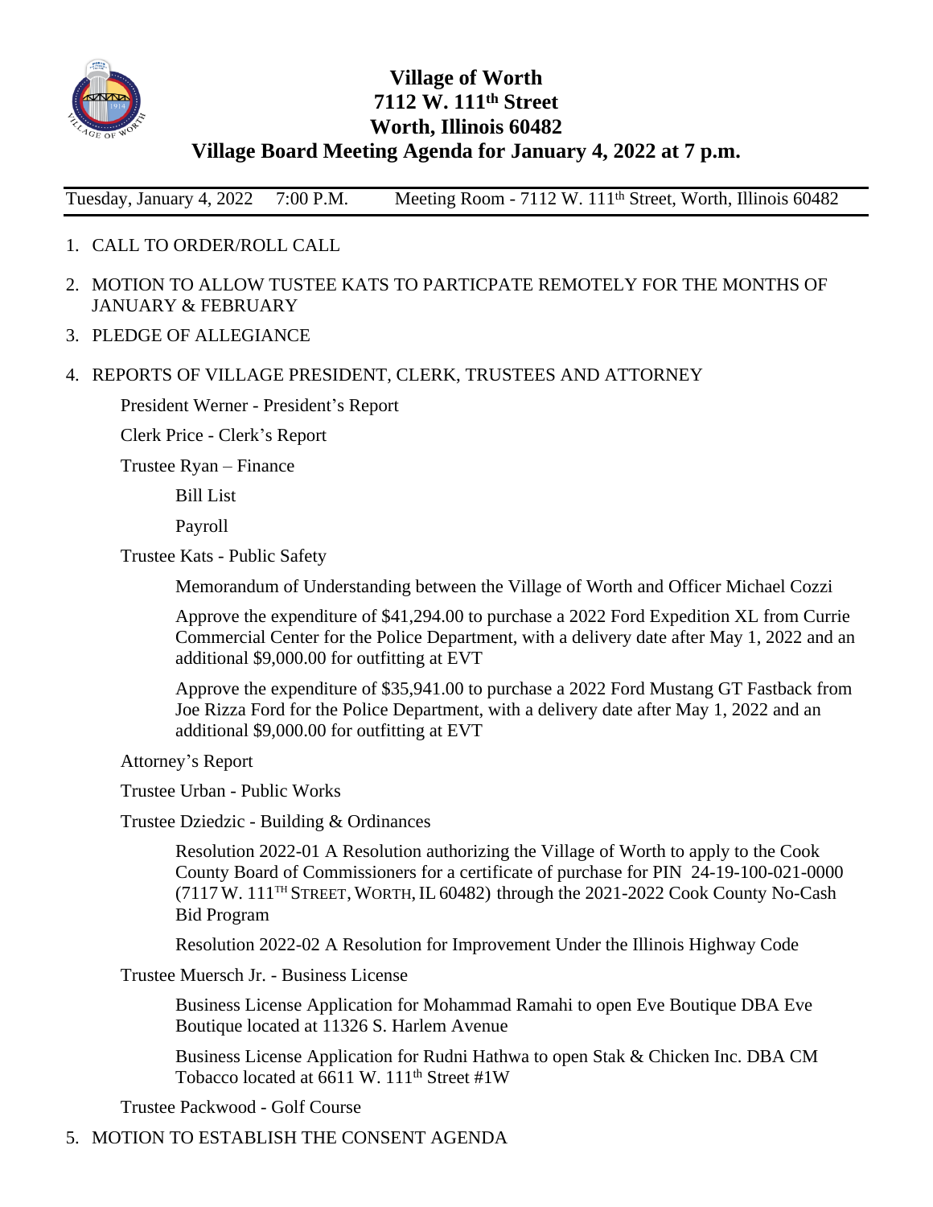# Village of Worth
## 7112 W. 111th Street
## Worth, Illinois 60482
## Village Board Meeting Agenda for January 4, 2022 at 7 p.m.

Tuesday, January 4, 2022    7:00 P.M.    Meeting Room - 7112 W. 111th Street, Worth, Illinois 60482

1. CALL TO ORDER/ROLL CALL
2. MOTION TO ALLOW TUSTEE KATS TO PARTICPATE REMOTELY FOR THE MONTHS OF JANUARY & FEBRUARY
3. PLEDGE OF ALLEGIANCE
4. REPORTS OF VILLAGE PRESIDENT, CLERK, TRUSTEES AND ATTORNEY

   President Werner - President's Report

   Clerk Price - Clerk's Report

   Trustee Ryan – Finance

      Bill List

      Payroll

   Trustee Kats - Public Safety

      Memorandum of Understanding between the Village of Worth and Officer Michael Cozzi

      Approve the expenditure of $41,294.00 to purchase a 2022 Ford Expedition XL from Currie Commercial Center for the Police Department, with a delivery date after May 1, 2022 and an additional $9,000.00 for outfitting at EVT

      Approve the expenditure of $35,941.00 to purchase a 2022 Ford Mustang GT Fastback from Joe Rizza Ford for the Police Department, with a delivery date after May 1, 2022 and an additional $9,000.00 for outfitting at EVT

   Attorney's Report

   Trustee Urban - Public Works

   Trustee Dziedzic - Building & Ordinances

      Resolution 2022-01 A Resolution authorizing the Village of Worth to apply to the Cook County Board of Commissioners for a certificate of purchase for PIN 24-19-100-021-0000 (7117 W. 111TH STREET, WORTH, IL 60482) through the 2021-2022 Cook County No-Cash Bid Program

      Resolution 2022-02 A Resolution for Improvement Under the Illinois Highway Code

   Trustee Muersch Jr. - Business License

      Business License Application for Mohammad Ramahi to open Eve Boutique DBA Eve Boutique located at 11326 S. Harlem Avenue

      Business License Application for Rudni Hathwa to open Stak & Chicken Inc. DBA CM Tobacco located at 6611 W. 111th Street #1W

   Trustee Packwood - Golf Course

5. MOTION TO ESTABLISH THE CONSENT AGENDA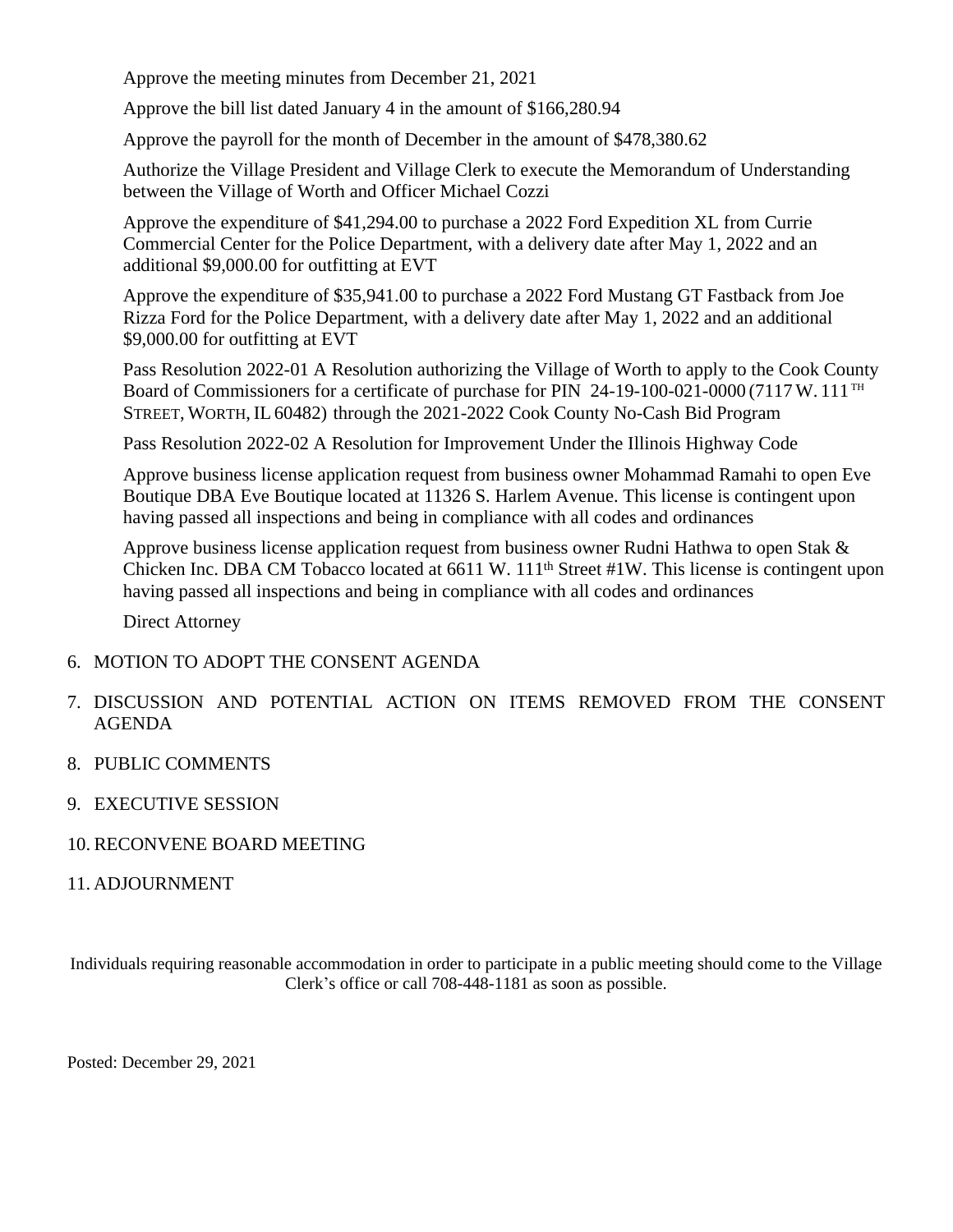Approve the meeting minutes from December 21, 2021

Approve the bill list dated January 4 in the amount of $166,280.94

Approve the payroll for the month of December in the amount of $478,380.62

Authorize the Village President and Village Clerk to execute the Memorandum of Understanding between the Village of Worth and Officer Michael Cozzi

Approve the expenditure of $41,294.00 to purchase a 2022 Ford Expedition XL from Currie Commercial Center for the Police Department, with a delivery date after May 1, 2022 and an additional $9,000.00 for outfitting at EVT

Approve the expenditure of $35,941.00 to purchase a 2022 Ford Mustang GT Fastback from Joe Rizza Ford for the Police Department, with a delivery date after May 1, 2022 and an additional $9,000.00 for outfitting at EVT

Pass Resolution 2022-01 A Resolution authorizing the Village of Worth to apply to the Cook County Board of Commissioners for a certificate of purchase for PIN 24-19-100-021-0000 (7117 W. 111TH STREET, WORTH, IL 60482) through the 2021-2022 Cook County No-Cash Bid Program

Pass Resolution 2022-02 A Resolution for Improvement Under the Illinois Highway Code

Approve business license application request from business owner Mohammad Ramahi to open Eve Boutique DBA Eve Boutique located at 11326 S. Harlem Avenue. This license is contingent upon having passed all inspections and being in compliance with all codes and ordinances

Approve business license application request from business owner Rudni Hathwa to open Stak & Chicken Inc. DBA CM Tobacco located at 6611 W. 111th Street #1W. This license is contingent upon having passed all inspections and being in compliance with all codes and ordinances

Direct Attorney

6. MOTION TO ADOPT THE CONSENT AGENDA
7. DISCUSSION AND POTENTIAL ACTION ON ITEMS REMOVED FROM THE CONSENT AGENDA
8. PUBLIC COMMENTS
9. EXECUTIVE SESSION
10. RECONVENE BOARD MEETING
11. ADJOURNMENT

Individuals requiring reasonable accommodation in order to participate in a public meeting should come to the Village Clerk's office or call 708-448-1181 as soon as possible.

Posted: December 29, 2021